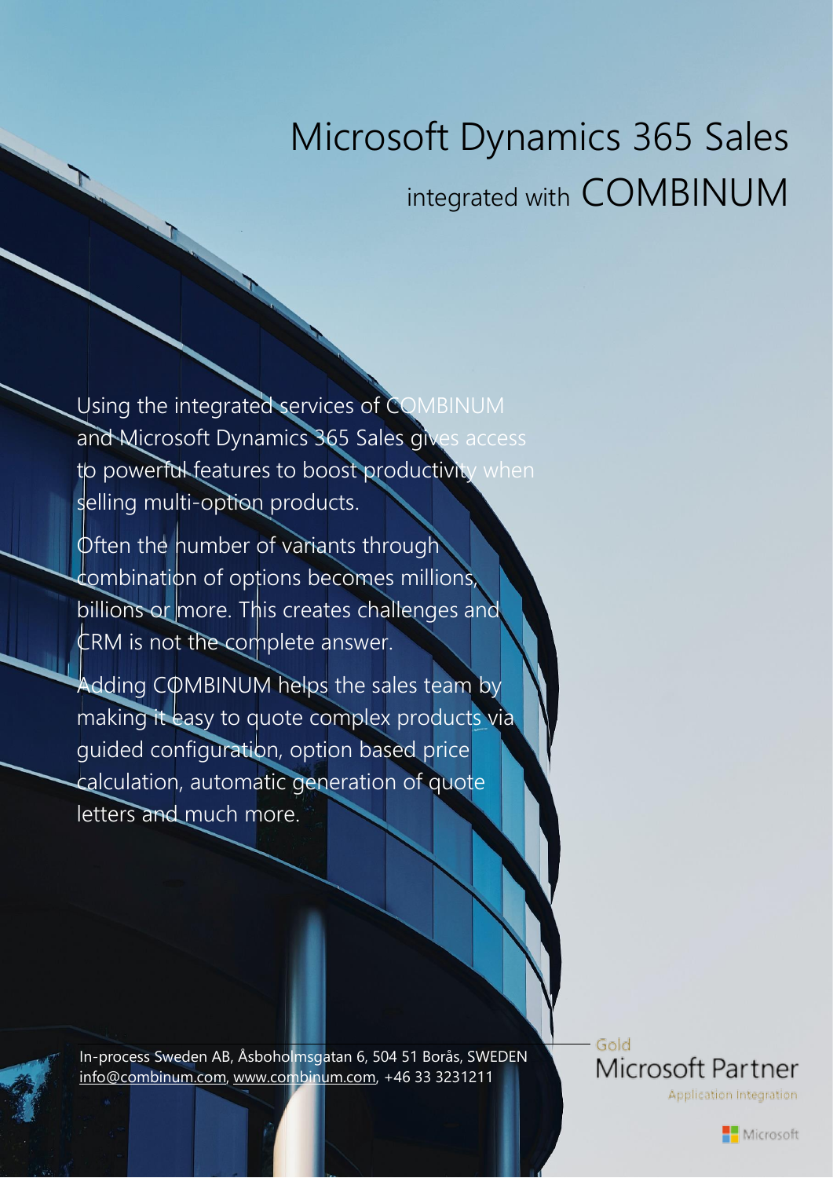# Microsoft Dynamics 365 Sales integrated with COMBINUM

Using the integrated services of COMBINUM and Microsoft Dynamics 365 Sales gives access to powerful features to boost productivity when selling multi-option products.

Often the number of variants through combination of options becomes millions, billions or more. This creates challenges and CRM is not the complete answer.

Adding COMBINUM helps the sales team by making it easy to quote complex products via guided configuration, option based price calculation, automatic generation of quote letters and much more.

In-process Sweden AB, Åsboholmsgatan 6, 504 51 Borås, SWEDEN
info@combinum.com, www.combinum.com, +46 33 3231211

Gold Microsoft Partner
Application Integration

Microsoft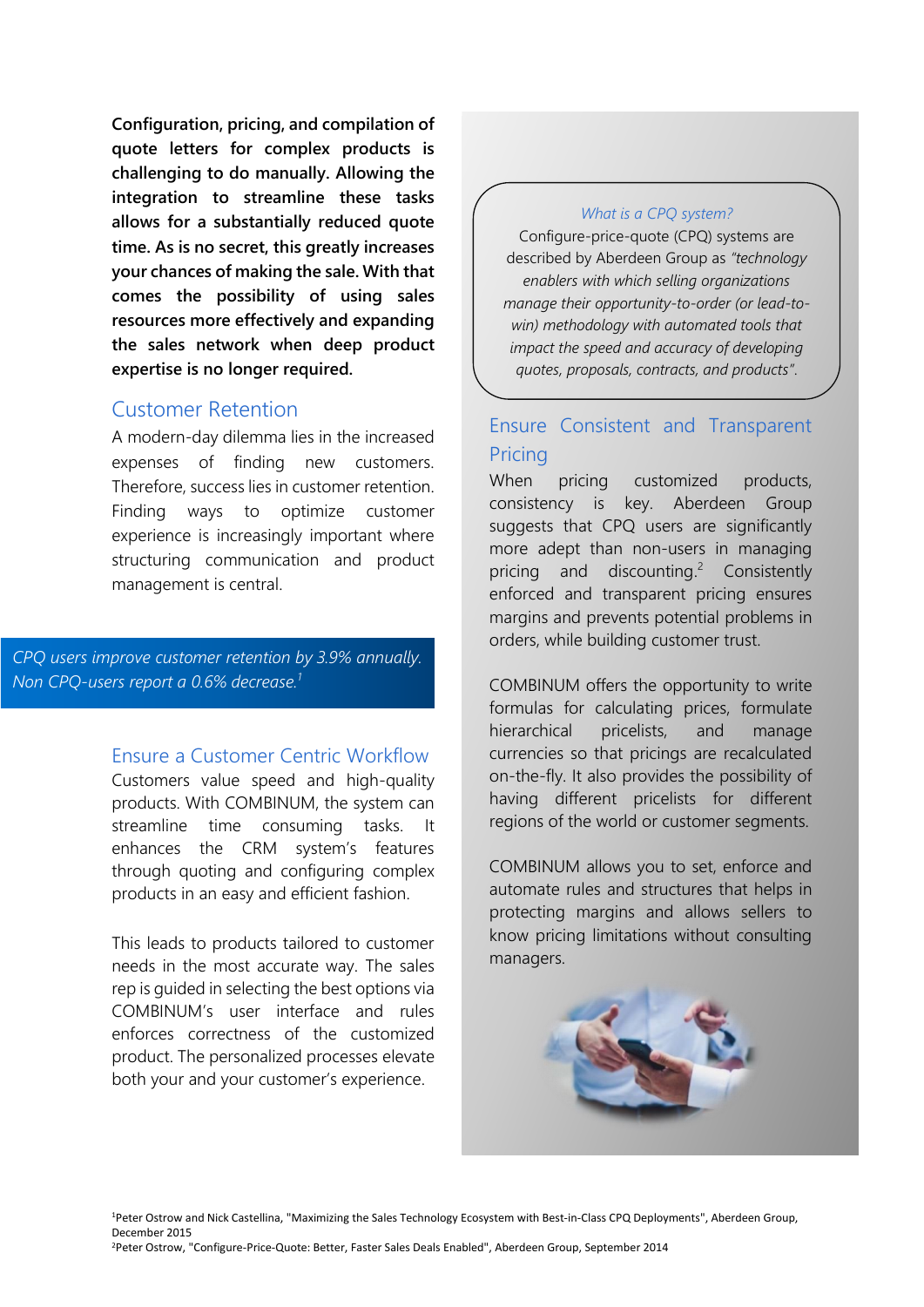**Configuration, pricing, and compilation of quote letters for complex products is challenging to do manually. Allowing the integration to streamline these tasks allows for a substantially reduced quote time. As is no secret, this greatly increases your chances of making the sale. With that comes the possibility of using sales resources more effectively and expanding the sales network when deep product expertise is no longer required.**

## Customer Retention

A modern-day dilemma lies in the increased expenses of finding new customers. Therefore, success lies in customer retention. Finding ways to optimize customer experience is increasingly important where structuring communication and product management is central.

*CPQ users improve customer retention by 3.9% annually. Non CPQ-users report a 0.6% decrease.[1]*

## Ensure a Customer Centric Workflow

Customers value speed and high-quality products. With COMBINUM, the system can streamline time consuming tasks. It enhances the CRM system's features through quoting and configuring complex products in an easy and efficient fashion.

This leads to products tailored to customer needs in the most accurate way. The sales rep is guided in selecting the best options via COMBINUM's user interface and rules enforces correctness of the customized product. The personalized processes elevate both your and your customer's experience.

*What is a CPQ system?*

Configure-price-quote (CPQ) systems are described by Aberdeen Group as *"technology enablers with which selling organizations manage their opportunity-to-order (or lead-to-win) methodology with automated tools that impact the speed and accuracy of developing quotes, proposals, contracts, and products"*.

## Ensure Consistent and Transparent Pricing

When pricing customized products, consistency is key. Aberdeen Group suggests that CPQ users are significantly more adept than non-users in managing pricing and discounting.[2] Consistently enforced and transparent pricing ensures margins and prevents potential problems in orders, while building customer trust.

COMBINUM offers the opportunity to write formulas for calculating prices, formulate hierarchical pricelists, and manage currencies so that pricings are recalculated on-the-fly. It also provides the possibility of having different pricelists for different regions of the world or customer segments.

COMBINUM allows you to set, enforce and automate rules and structures that helps in protecting margins and allows sellers to know pricing limitations without consulting managers.

[1] Peter Ostrow and Nick Castellina, "Maximizing the Sales Technology Ecosystem with Best-in-Class CPQ Deployments", Aberdeen Group, December 2015

[2] Peter Ostrow, "Configure-Price-Quote: Better, Faster Sales Deals Enabled", Aberdeen Group, September 2014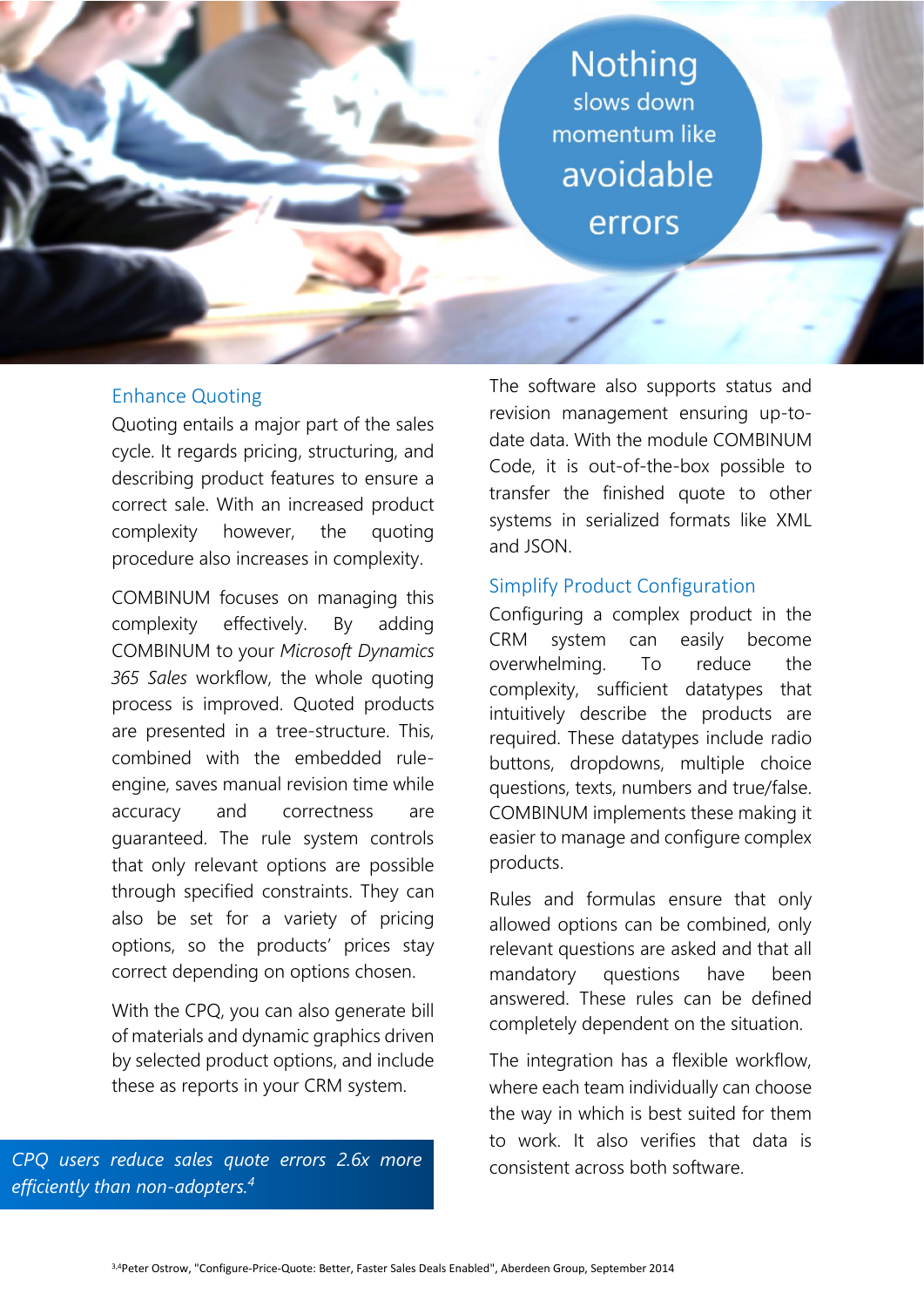Nothing slows down momentum like avoidable errors

## Enhance Quoting

Quoting entails a major part of the sales cycle. It regards pricing, structuring, and describing product features to ensure a correct sale. With an increased product complexity however, the quoting procedure also increases in complexity.

COMBINUM focuses on managing this complexity effectively. By adding COMBINUM to your *Microsoft Dynamics 365 Sales* workflow, the whole quoting process is improved. Quoted products are presented in a tree-structure. This, combined with the embedded rule-engine, saves manual revision time while accuracy and correctness are guaranteed. The rule system controls that only relevant options are possible through specified constraints. They can also be set for a variety of pricing options, so the products' prices stay correct depending on options chosen.

With the CPQ, you can also generate bill of materials and dynamic graphics driven by selected product options, and include these as reports in your CRM system.

*CPQ users reduce sales quote errors 2.6x more efficiently than non-adopters.[4]*

The software also supports status and revision management ensuring up-to-date data. With the module COMBINUM Code, it is out-of-the-box possible to transfer the finished quote to other systems in serialized formats like XML and JSON.

## Simplify Product Configuration

Configuring a complex product in the CRM system can easily become overwhelming. To reduce the complexity, sufficient datatypes that intuitively describe the products are required. These datatypes include radio buttons, dropdowns, multiple choice questions, texts, numbers and true/false. COMBINUM implements these making it easier to manage and configure complex products.

Rules and formulas ensure that only allowed options can be combined, only relevant questions are asked and that all mandatory questions have been answered. These rules can be defined completely dependent on the situation.

The integration has a flexible workflow, where each team individually can choose the way in which is best suited for them to work. It also verifies that data is consistent across both software.

[3,4]Peter Ostrow, "Configure-Price-Quote: Better, Faster Sales Deals Enabled", Aberdeen Group, September 2014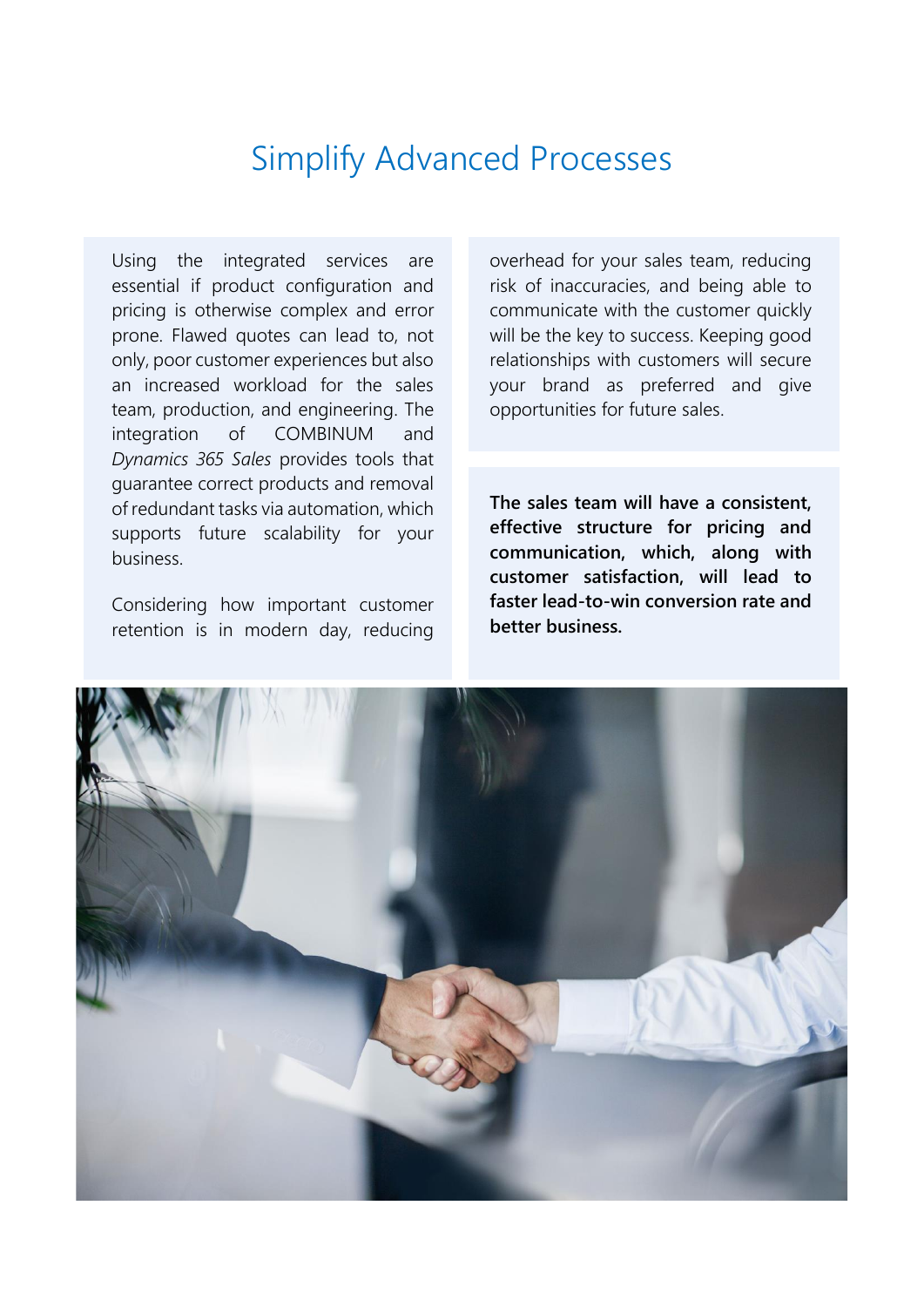# Simplify Advanced Processes

Using the integrated services are essential if product configuration and pricing is otherwise complex and error prone. Flawed quotes can lead to, not only, poor customer experiences but also an increased workload for the sales team, production, and engineering. The integration of COMBINUM and *Dynamics 365 Sales* provides tools that guarantee correct products and removal of redundant tasks via automation, which supports future scalability for your business.

Considering how important customer retention is in modern day, reducing overhead for your sales team, reducing risk of inaccuracies, and being able to communicate with the customer quickly will be the key to success. Keeping good relationships with customers will secure your brand as preferred and give opportunities for future sales.

**The sales team will have a consistent, effective structure for pricing and communication, which, along with customer satisfaction, will lead to faster lead-to-win conversion rate and better business.**